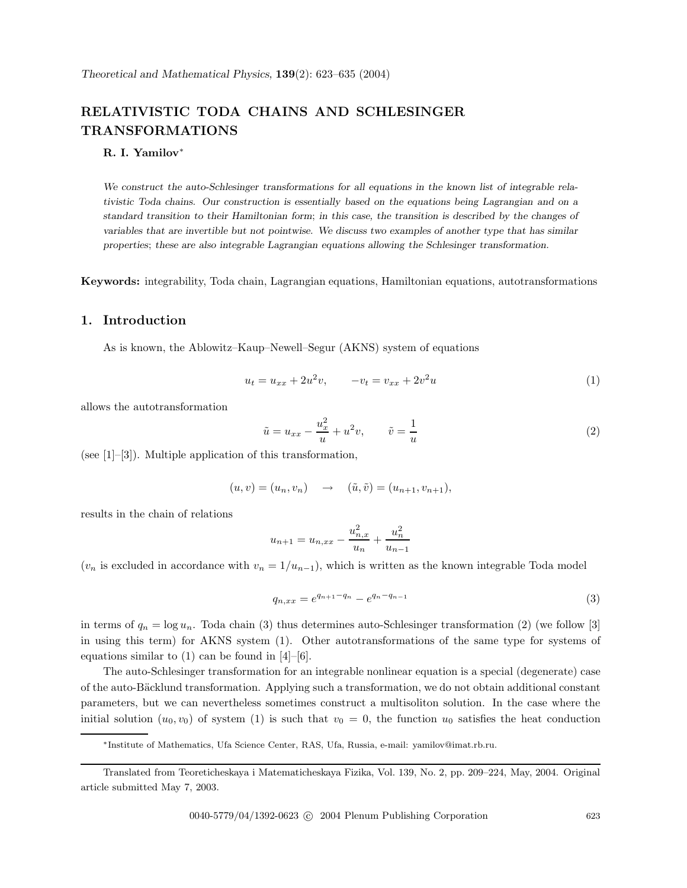# RELATIVISTIC TODA CHAINS AND SCHLESINGER TRANSFORMATIONS

**R. I. Yamilov**[*]

*We construct the auto-Schlesinger transformations for all equations in the known list of integrable relativistic Toda chains. Our construction is essentially based on the equations being Lagrangian and on a standard transition to their Hamiltonian form; in this case, the transition is described by the changes of variables that are invertible but not pointwise. We discuss two examples of another type that has similar properties; these are also integrable Lagrangian equations allowing the Schlesinger transformation.*

**Keywords:** integrability, Toda chain, Lagrangian equations, Hamiltonian equations, autotransformations

## 1. Introduction

As is known, the Ablowitz–Kaup–Newell–Segur (AKNS) system of equations

$$u_t = u_{xx} + 2u^2 v, \qquad -v_t = v_{xx} + 2v^2 u \tag{1}$$

allows the autotransformation

$$\tilde{u} = u_{xx} - \frac{u_x^2}{u} + u^2 v, \qquad \tilde{v} = \frac{1}{u} \tag{2}$$

(see [1]–[3]). Multiple application of this transformation,

$$(u, v) = (u_n, v_n) \quad \rightarrow \quad (\tilde{u}, \tilde{v}) = (u_{n+1}, v_{n+1}),$$

results in the chain of relations

$$u_{n+1} = u_{n,xx} - \frac{u_{n,x}^2}{u_n} + \frac{u_n^2}{u_{n-1}}$$

($v_n$ is excluded in accordance with $v_n = 1/u_{n-1}$), which is written as the known integrable Toda model

$$q_{n,xx} = e^{q_{n+1}-q_n} - e^{q_n - q_{n-1}} \tag{3}$$

in terms of $q_n = \log u_n$. Toda chain (3) thus determines auto-Schlesinger transformation (2) (we follow [3] in using this term) for AKNS system (1). Other autotransformations of the same type for systems of equations similar to (1) can be found in [4]–[6].

The auto-Schlesinger transformation for an integrable nonlinear equation is a special (degenerate) case of the auto-Bäcklund transformation. Applying such a transformation, we do not obtain additional constant parameters, but we can nevertheless sometimes construct a multisoliton solution. In the case where the initial solution $(u_0, v_0)$ of system (1) is such that $v_0 = 0$, the function $u_0$ satisfies the heat conduction

---

[*] Institute of Mathematics, Ufa Science Center, RAS, Ufa, Russia, e-mail: yamilov@imat.rb.ru.

Translated from Teoreticheskaya i Matematicheskaya Fizika, Vol. 139, No. 2, pp. 209–224, May, 2004. Original article submitted May 7, 2003.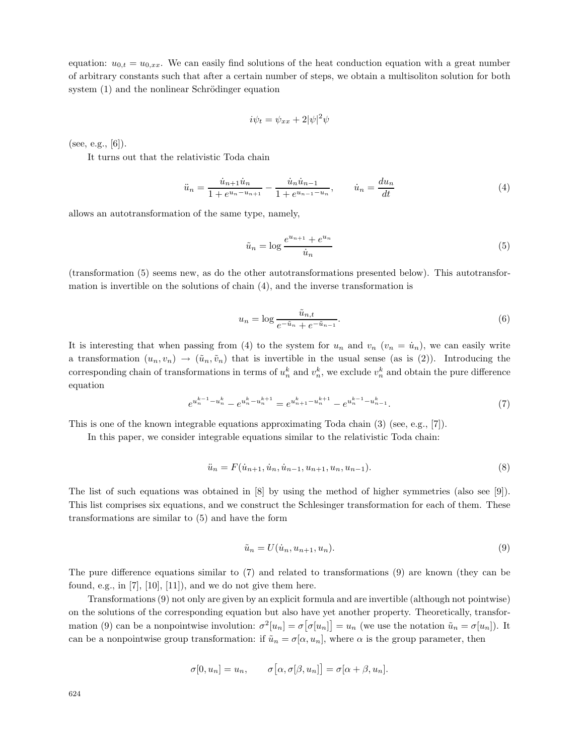equation: $u_{0,t} = u_{0,xx}$. We can easily find solutions of the heat conduction equation with a great number of arbitrary constants such that after a certain number of steps, we obtain a multisoliton solution for both system (1) and the nonlinear Schrödinger equation

$$i\psi_t = \psi_{xx} + 2|\psi|^2\psi$$

(see, e.g., [6]).

It turns out that the relativistic Toda chain

$$\ddot{u}_n = \frac{\dot{u}_{n+1}\dot{u}_n}{1 + e^{u_n - u_{n+1}}} - \frac{\dot{u}_n\dot{u}_{n-1}}{1 + e^{u_{n-1} - u_n}}, \qquad \dot{u}_n = \frac{du_n}{dt} \tag{4}$$

allows an autotransformation of the same type, namely,

$$\tilde{u}_n = \log \frac{e^{u_{n+1}} + e^{u_n}}{\dot{u}_n} \tag{5}$$

(transformation (5) seems new, as do the other autotransformations presented below). This autotransformation is invertible on the solutions of chain (4), and the inverse transformation is

$$u_n = \log \frac{\tilde{u}_{n,t}}{e^{-\tilde{u}_n} + e^{-\tilde{u}_{n-1}}}. \tag{6}$$

It is interesting that when passing from (4) to the system for $u_n$ and $v_n$ ($v_n = \dot{u}_n$), we can easily write a transformation $(u_n, v_n) \to (\tilde{u}_n, \tilde{v}_n)$ that is invertible in the usual sense (as is (2)). Introducing the corresponding chain of transformations in terms of $u_n^k$ and $v_n^k$, we exclude $v_n^k$ and obtain the pure difference equation

$$e^{u_n^{k-1} - u_n^k} - e^{u_n^k - u_n^{k+1}} = e^{u_{n+1}^k - u_n^{k+1}} - e^{u_n^{k-1} - u_{n-1}^k}. \tag{7}$$

This is one of the known integrable equations approximating Toda chain (3) (see, e.g., [7]).

In this paper, we consider integrable equations similar to the relativistic Toda chain:

$$\ddot{u}_n = F(\dot{u}_{n+1}, \dot{u}_n, \dot{u}_{n-1}, u_{n+1}, u_n, u_{n-1}). \tag{8}$$

The list of such equations was obtained in [8] by using the method of higher symmetries (also see [9]). This list comprises six equations, and we construct the Schlesinger transformation for each of them. These transformations are similar to (5) and have the form

$$\tilde{u}_n = U(\dot{u}_n, u_{n+1}, u_n). \tag{9}$$

The pure difference equations similar to (7) and related to transformations (9) are known (they can be found, e.g., in [7], [10], [11]), and we do not give them here.

Transformations (9) not only are given by an explicit formula and are invertible (although not pointwise) on the solutions of the corresponding equation but also have yet another property. Theoretically, transformation (9) can be a nonpointwise involution: $\sigma^2[u_n] = \sigma\big[\sigma[u_n]\big] = u_n$ (we use the notation $\tilde{u}_n = \sigma[u_n]$). It can be a nonpointwise group transformation: if $\tilde{u}_n = \sigma[\alpha, u_n]$, where $\alpha$ is the group parameter, then

$$\sigma[0, u_n] = u_n, \qquad \sigma\big[\alpha, \sigma[\beta, u_n]\big] = \sigma[\alpha + \beta, u_n].$$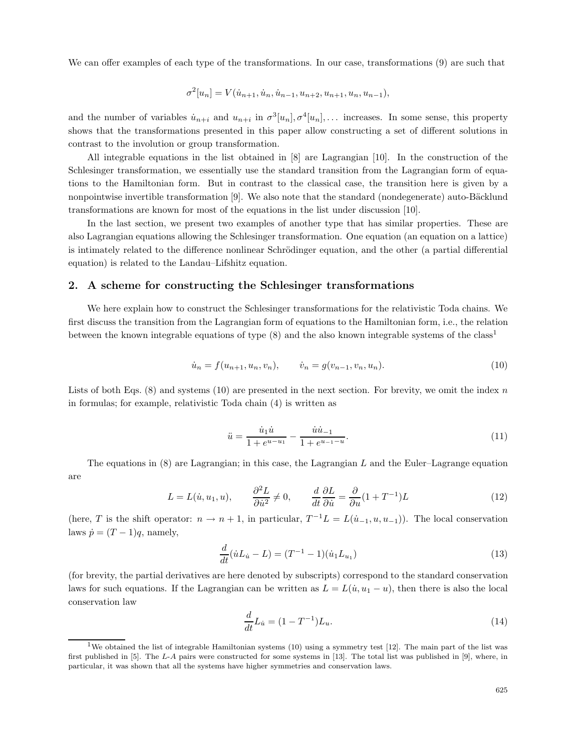We can offer examples of each type of the transformations. In our case, transformations (9) are such that

$$\sigma^2[u_n] = V(\dot{u}_{n+1}, \dot{u}_n, \dot{u}_{n-1}, u_{n+2}, u_{n+1}, u_n, u_{n-1}),$$

and the number of variables $\dot{u}_{n+i}$ and $u_{n+i}$ in $\sigma^3[u_n], \sigma^4[u_n], \ldots$ increases. In some sense, this property shows that the transformations presented in this paper allow constructing a set of different solutions in contrast to the involution or group transformation.

All integrable equations in the list obtained in [8] are Lagrangian [10]. In the construction of the Schlesinger transformation, we essentially use the standard transition from the Lagrangian form of equations to the Hamiltonian form. But in contrast to the classical case, the transition here is given by a nonpointwise invertible transformation [9]. We also note that the standard (nondegenerate) auto-Bäcklund transformations are known for most of the equations in the list under discussion [10].

In the last section, we present two examples of another type that has similar properties. These are also Lagrangian equations allowing the Schlesinger transformation. One equation (an equation on a lattice) is intimately related to the difference nonlinear Schrödinger equation, and the other (a partial differential equation) is related to the Landau–Lifshitz equation.

## 2. A scheme for constructing the Schlesinger transformations

We here explain how to construct the Schlesinger transformations for the relativistic Toda chains. We first discuss the transition from the Lagrangian form of equations to the Hamiltonian form, i.e., the relation between the known integrable equations of type (8) and the also known integrable systems of the class[1]

$$\dot{u}_n = f(u_{n+1}, u_n, v_n), \qquad \dot{v}_n = g(v_{n-1}, v_n, u_n). \tag{10}$$

Lists of both Eqs. (8) and systems (10) are presented in the next section. For brevity, we omit the index $n$ in formulas; for example, relativistic Toda chain (4) is written as

$$\ddot{u} = \frac{\dot{u}_1 \dot{u}}{1 + e^{u - u_1}} - \frac{\dot{u}\dot{u}_{-1}}{1 + e^{u_{-1} - u}}. \tag{11}$$

The equations in (8) are Lagrangian; in this case, the Lagrangian $L$ and the Euler–Lagrange equation are

$$L = L(\dot{u}, u_1, u), \qquad \frac{\partial^2 L}{\partial \dot{u}^2} \neq 0, \qquad \frac{d}{dt}\frac{\partial L}{\partial \dot{u}} = \frac{\partial}{\partial u}(1 + T^{-1})L \tag{12}$$

(here, $T$ is the shift operator: $n \to n+1$, in particular, $T^{-1}L = L(\dot{u}_{-1}, u, u_{-1})$). The local conservation laws $\dot{p} = (T-1)q$, namely,

$$\frac{d}{dt}(\dot{u}L_{\dot{u}} - L) = (T^{-1} - 1)(\dot{u}_1 L_{u_1}) \tag{13}$$

(for brevity, the partial derivatives are here denoted by subscripts) correspond to the standard conservation laws for such equations. If the Lagrangian can be written as $L = L(\dot{u}, u_1 - u)$, then there is also the local conservation law

$$\frac{d}{dt}L_{\dot{u}} = (1 - T^{-1})L_u. \tag{14}$$

[1] We obtained the list of integrable Hamiltonian systems (10) using a symmetry test [12]. The main part of the list was first published in [5]. The $L$-$A$ pairs were constructed for some systems in [13]. The total list was published in [9], where, in particular, it was shown that all the systems have higher symmetries and conservation laws.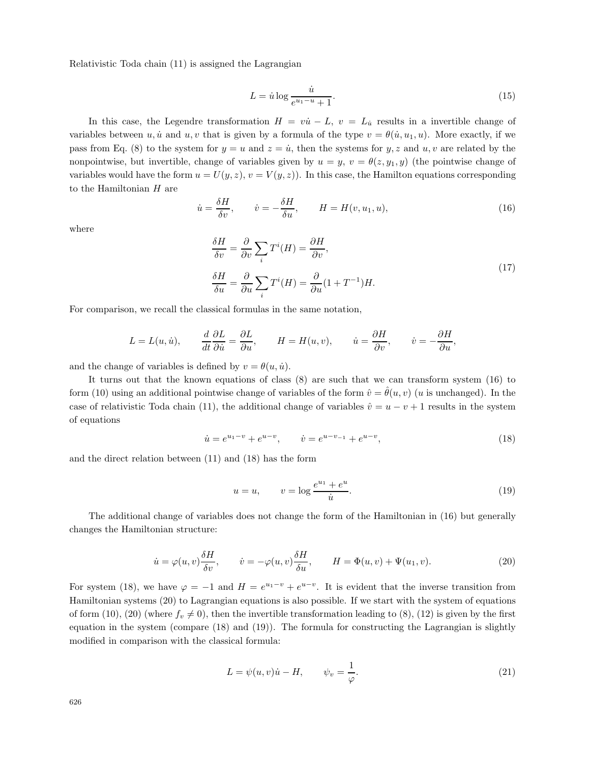Relativistic Toda chain (11) is assigned the Lagrangian

$$L = \dot{u} \log \frac{\dot{u}}{e^{u_1 - u} + 1}. \tag{15}$$

In this case, the Legendre transformation $H = v\dot{u} - L$, $v = L_{\dot{u}}$ results in a invertible change of variables between $u, \dot{u}$ and $u, v$ that is given by a formula of the type $v = \theta(\dot{u}, u_1, u)$. More exactly, if we pass from Eq. (8) to the system for $y = u$ and $z = \dot{u}$, then the systems for $y, z$ and $u, v$ are related by the nonpointwise, but invertible, change of variables given by $u = y$, $v = \theta(z, y_1, y)$ (the pointwise change of variables would have the form $u = U(y, z)$, $v = V(y, z)$). In this case, the Hamilton equations corresponding to the Hamiltonian $H$ are

$$\dot{u} = \frac{\delta H}{\delta v}, \qquad \dot{v} = -\frac{\delta H}{\delta u}, \qquad H = H(v, u_1, u), \tag{16}$$

where

$$\begin{aligned} \frac{\delta H}{\delta v} &= \frac{\partial}{\partial v} \sum_i T^i(H) = \frac{\partial H}{\partial v}, \\ \frac{\delta H}{\delta u} &= \frac{\partial}{\partial u} \sum_i T^i(H) = \frac{\partial}{\partial u}(1 + T^{-1})H. \end{aligned} \tag{17}$$

For comparison, we recall the classical formulas in the same notation,

$$L = L(u, \dot{u}), \qquad \frac{d}{dt}\frac{\partial L}{\partial \dot{u}} = \frac{\partial L}{\partial u}, \qquad H = H(u, v), \qquad \dot{u} = \frac{\partial H}{\partial v}, \qquad \dot{v} = -\frac{\partial H}{\partial u},$$

and the change of variables is defined by $v = \theta(u, \dot{u})$.

It turns out that the known equations of class (8) are such that we can transform system (16) to form (10) using an additional pointwise change of variables of the form $\hat{v} = \hat{\theta}(u, v)$ ($u$ is unchanged). In the case of relativistic Toda chain (11), the additional change of variables $\hat{v} = u - v + 1$ results in the system of equations

$$\dot{u} = e^{u_1 - v} + e^{u - v}, \qquad \dot{v} = e^{u - v_{-1}} + e^{u - v}, \tag{18}$$

and the direct relation between (11) and (18) has the form

$$u = u, \qquad v = \log \frac{e^{u_1} + e^u}{\dot{u}}. \tag{19}$$

The additional change of variables does not change the form of the Hamiltonian in (16) but generally changes the Hamiltonian structure:

$$\dot{u} = \varphi(u, v)\frac{\delta H}{\delta v}, \qquad \dot{v} = -\varphi(u, v)\frac{\delta H}{\delta u}, \qquad H = \Phi(u, v) + \Psi(u_1, v). \tag{20}$$

For system (18), we have $\varphi = -1$ and $H = e^{u_1 - v} + e^{u - v}$. It is evident that the inverse transition from Hamiltonian systems (20) to Lagrangian equations is also possible. If we start with the system of equations of form (10), (20) (where $f_v \neq 0$), then the invertible transformation leading to (8), (12) is given by the first equation in the system (compare (18) and (19)). The formula for constructing the Lagrangian is slightly modified in comparison with the classical formula:

$$L = \psi(u, v)\dot{u} - H, \qquad \psi_v = \frac{1}{\varphi}. \tag{21}$$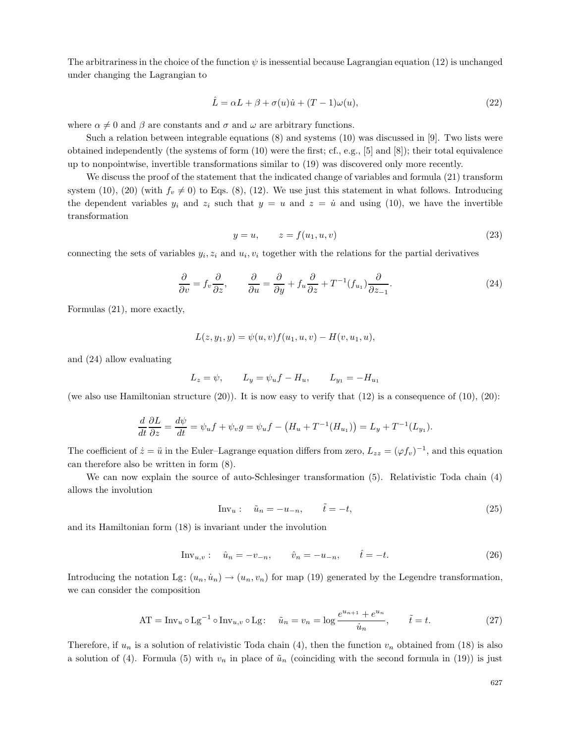The arbitrariness in the choice of the function $\psi$ is inessential because Lagrangian equation (12) is unchanged under changing the Lagrangian to

$$\hat{L} = \alpha L + \beta + \sigma(u)\dot{u} + (T-1)\omega(u), \tag{22}$$

where $\alpha \neq 0$ and $\beta$ are constants and $\sigma$ and $\omega$ are arbitrary functions.

Such a relation between integrable equations (8) and systems (10) was discussed in [9]. Two lists were obtained independently (the systems of form (10) were the first; cf., e.g., [5] and [8]); their total equivalence up to nonpointwise, invertible transformations similar to (19) was discovered only more recently.

We discuss the proof of the statement that the indicated change of variables and formula (21) transform system (10), (20) (with $f_v \neq 0$) to Eqs. (8), (12). We use just this statement in what follows. Introducing the dependent variables $y_i$ and $z_i$ such that $y = u$ and $z = \dot{u}$ and using (10), we have the invertible transformation

$$y = u, \qquad z = f(u_1, u, v) \tag{23}$$

connecting the sets of variables $y_i, z_i$ and $u_i, v_i$ together with the relations for the partial derivatives

$$\frac{\partial}{\partial v} = f_v \frac{\partial}{\partial z}, \qquad \frac{\partial}{\partial u} = \frac{\partial}{\partial y} + f_u \frac{\partial}{\partial z} + T^{-1}(f_{u_1}) \frac{\partial}{\partial z_{-1}}. \tag{24}$$

Formulas (21), more exactly,

$$L(z, y_1, y) = \psi(u, v) f(u_1, u, v) - H(v, u_1, u),$$

and (24) allow evaluating

$$L_z = \psi, \qquad L_y = \psi_u f - H_u, \qquad L_{y_1} = -H_{u_1}$$

(we also use Hamiltonian structure (20)). It is now easy to verify that (12) is a consequence of (10), (20):

$$\frac{d}{dt}\frac{\partial L}{\partial z} = \frac{d\psi}{dt} = \psi_u f + \psi_v g = \psi_u f - \big(H_u + T^{-1}(H_{u_1})\big) = L_y + T^{-1}(L_{y_1}).$$

The coefficient of $\dot{z} = \ddot{u}$ in the Euler–Lagrange equation differs from zero, $L_{zz} = (\varphi f_v)^{-1}$, and this equation can therefore also be written in form (8).

We can now explain the source of auto-Schlesinger transformation (5). Relativistic Toda chain (4) allows the involution

$$\mathrm{Inv}_u: \quad \tilde{u}_n = -u_{-n}, \qquad \tilde{t} = -t, \tag{25}$$

and its Hamiltonian form (18) is invariant under the involution

$$\mathrm{Inv}_{u,v}: \quad \hat{u}_n = -v_{-n}, \qquad \hat{v}_n = -u_{-n}, \qquad \hat{t} = -t. \tag{26}$$

Introducing the notation $\mathrm{Lg}\colon (u_n, \dot{u}_n) \to (u_n, v_n)$ for map (19) generated by the Legendre transformation, we can consider the composition

$$\mathrm{AT} = \mathrm{Inv}_u \circ \mathrm{Lg}^{-1} \circ \mathrm{Inv}_{u,v} \circ \mathrm{Lg}\colon \quad \tilde{u}_n = v_n = \log \frac{e^{u_{n+1}} + e^{u_n}}{\dot{u}_n}, \qquad \tilde{t} = t. \tag{27}$$

Therefore, if $u_n$ is a solution of relativistic Toda chain (4), then the function $v_n$ obtained from (18) is also a solution of (4). Formula (5) with $v_n$ in place of $\tilde{u}_n$ (coinciding with the second formula in (19)) is just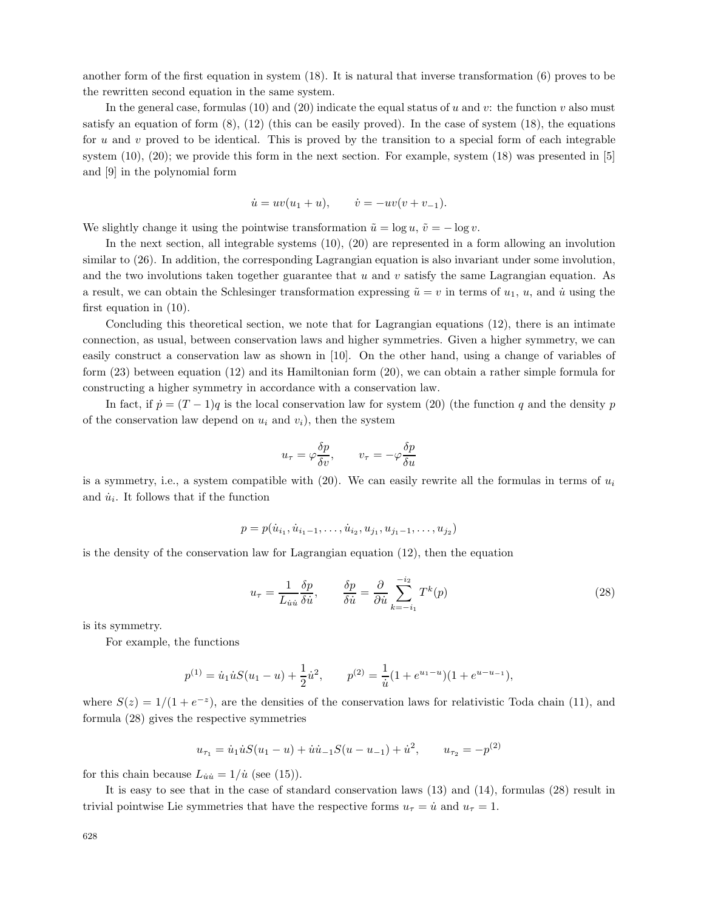another form of the first equation in system (18). It is natural that inverse transformation (6) proves to be the rewritten second equation in the same system.

In the general case, formulas (10) and (20) indicate the equal status of $u$ and $v$: the function $v$ also must satisfy an equation of form (8), (12) (this can be easily proved). In the case of system (18), the equations for $u$ and $v$ proved to be identical. This is proved by the transition to a special form of each integrable system (10), (20); we provide this form in the next section. For example, system (18) was presented in [5] and [9] in the polynomial form

$$\dot{u} = uv(u_1 + u), \qquad \dot{v} = -uv(v + v_{-1}).$$

We slightly change it using the pointwise transformation $\tilde{u} = \log u$, $\tilde{v} = -\log v$.

In the next section, all integrable systems (10), (20) are represented in a form allowing an involution similar to (26). In addition, the corresponding Lagrangian equation is also invariant under some involution, and the two involutions taken together guarantee that $u$ and $v$ satisfy the same Lagrangian equation. As a result, we can obtain the Schlesinger transformation expressing $\tilde{u} = v$ in terms of $u_1$, $u$, and $\dot{u}$ using the first equation in (10).

Concluding this theoretical section, we note that for Lagrangian equations (12), there is an intimate connection, as usual, between conservation laws and higher symmetries. Given a higher symmetry, we can easily construct a conservation law as shown in [10]. On the other hand, using a change of variables of form (23) between equation (12) and its Hamiltonian form (20), we can obtain a rather simple formula for constructing a higher symmetry in accordance with a conservation law.

In fact, if $\dot{p} = (T-1)q$ is the local conservation law for system (20) (the function $q$ and the density $p$ of the conservation law depend on $u_i$ and $v_i$), then the system

$$u_\tau = \varphi \frac{\delta p}{\delta v}, \qquad v_\tau = -\varphi \frac{\delta p}{\delta u}$$

is a symmetry, i.e., a system compatible with (20). We can easily rewrite all the formulas in terms of $u_i$ and $\dot{u}_i$. It follows that if the function

$$p = p(\dot{u}_{i_1}, \dot{u}_{i_1-1}, \dots, \dot{u}_{i_2}, u_{j_1}, u_{j_1-1}, \dots, u_{j_2})$$

is the density of the conservation law for Lagrangian equation (12), then the equation

$$u_\tau = \frac{1}{L_{\dot{u}\dot{u}}} \frac{\delta p}{\delta \dot{u}}, \qquad \frac{\delta p}{\delta \dot{u}} = \frac{\partial}{\partial \dot{u}} \sum_{k=-i_1}^{-i_2} T^k(p) \tag{28}$$

is its symmetry.

For example, the functions

$$p^{(1)} = \dot{u}_1 \dot{u} S(u_1 - u) + \frac{1}{2}\dot{u}^2, \qquad p^{(2)} = \frac{1}{\dot{u}}(1 + e^{u_1 - u})(1 + e^{u - u_{-1}}),$$

where $S(z) = 1/(1 + e^{-z})$, are the densities of the conservation laws for relativistic Toda chain (11), and formula (28) gives the respective symmetries

$$u_{\tau_1} = \dot{u}_1 \dot{u} S(u_1 - u) + \dot{u}\dot{u}_{-1} S(u - u_{-1}) + \dot{u}^2, \qquad u_{\tau_2} = -p^{(2)}$$

for this chain because $L_{\dot{u}\dot{u}} = 1/\dot{u}$ (see (15)).

It is easy to see that in the case of standard conservation laws (13) and (14), formulas (28) result in trivial pointwise Lie symmetries that have the respective forms $u_\tau = \dot{u}$ and $u_\tau = 1$.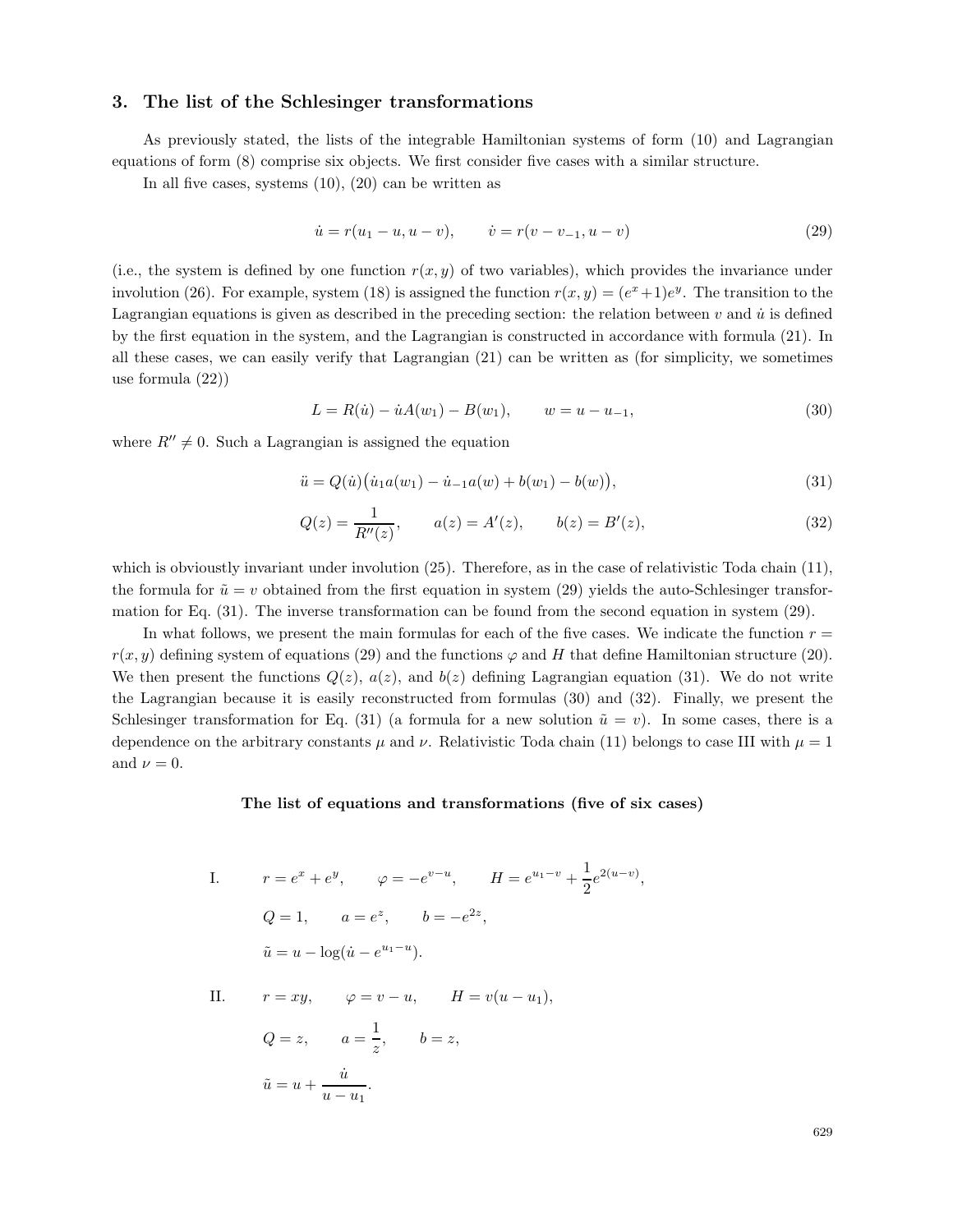## 3. The list of the Schlesinger transformations

As previously stated, the lists of the integrable Hamiltonian systems of form (10) and Lagrangian equations of form (8) comprise six objects. We first consider five cases with a similar structure.

In all five cases, systems (10), (20) can be written as

$$\dot{u} = r(u_1 - u, u - v), \qquad \dot{v} = r(v - v_{-1}, u - v) \tag{29}$$

(i.e., the system is defined by one function $r(x, y)$ of two variables), which provides the invariance under involution (26). For example, system (18) is assigned the function $r(x, y) = (e^x+1)e^y$. The transition to the Lagrangian equations is given as described in the preceding section: the relation between $v$ and $\dot{u}$ is defined by the first equation in the system, and the Lagrangian is constructed in accordance with formula (21). In all these cases, we can easily verify that Lagrangian (21) can be written as (for simplicity, we sometimes use formula (22))

$$L = R(\dot{u}) - \dot{u}A(w_1) - B(w_1), \qquad w = u - u_{-1}, \tag{30}$$

where $R'' \neq 0$. Such a Lagrangian is assigned the equation

$$\ddot{u} = Q(\dot{u})\big(\dot{u}_1 a(w_1) - \dot{u}_{-1} a(w) + b(w_1) - b(w)\big), \tag{31}$$

$$Q(z) = \frac{1}{R''(z)}, \qquad a(z) = A'(z), \qquad b(z) = B'(z), \tag{32}$$

which is obviouslty invariant under involution (25). Therefore, as in the case of relativistic Toda chain (11), the formula for $\tilde{u} = v$ obtained from the first equation in system (29) yields the auto-Schlesinger transformation for Eq. (31). The inverse transformation can be found from the second equation in system (29).

In what follows, we present the main formulas for each of the five cases. We indicate the function $r = r(x, y)$ defining system of equations (29) and the functions $\varphi$ and $H$ that define Hamiltonian structure (20). We then present the functions $Q(z)$, $a(z)$, and $b(z)$ defining Lagrangian equation (31). We do not write the Lagrangian because it is easily reconstructed from formulas (30) and (32). Finally, we present the Schlesinger transformation for Eq. (31) (a formula for a new solution $\tilde{u} = v$). In some cases, there is a dependence on the arbitrary constants $\mu$ and $\nu$. Relativistic Toda chain (11) belongs to case III with $\mu = 1$ and $\nu = 0$.

**The list of equations and transformations (five of six cases)**

I. $\quad r = e^x + e^y, \qquad \varphi = -e^{v-u}, \qquad H = e^{u_1 - v} + \frac{1}{2}e^{2(u-v)},$

$\quad Q = 1, \qquad a = e^z, \qquad b = -e^{2z},$

$\quad \tilde{u} = u - \log(\dot{u} - e^{u_1 - u}).$

II. $\quad r = xy, \qquad \varphi = v - u, \qquad H = v(u - u_1),$

$\quad Q = z, \qquad a = \frac{1}{z}, \qquad b = z,$

$\quad \tilde{u} = u + \frac{\dot{u}}{u - u_1}.$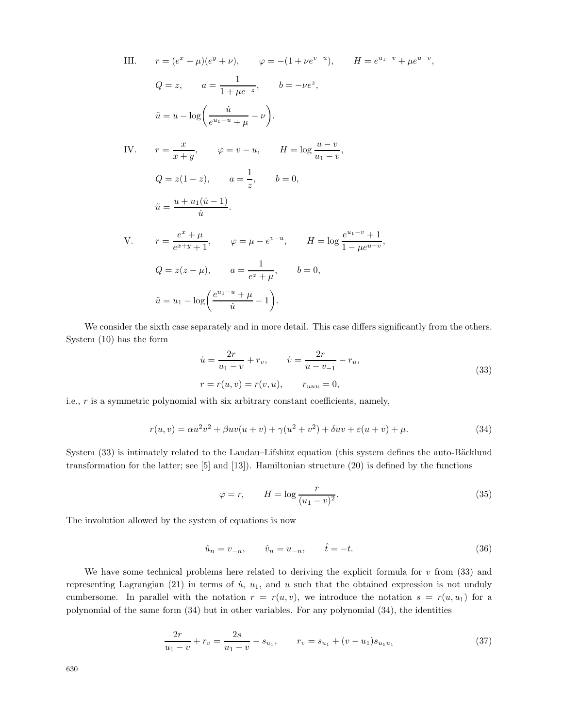III. $\quad r = (e^x + \mu)(e^y + \nu), \qquad \varphi = -(1 + \nu e^{v-u}), \qquad H = e^{u_1 - v} + \mu e^{u-v},$

$$Q = z, \qquad a = \frac{1}{1 + \mu e^{-z}}, \qquad b = -\nu e^z,$$

$$\tilde{u} = u - \log\biggl(\frac{\dot{u}}{e^{u_1 - u} + \mu} - \nu\biggr).$$

IV. $\quad r = \dfrac{x}{x+y}, \qquad \varphi = v - u, \qquad H = \log \dfrac{u - v}{u_1 - v},$

$$Q = z(1 - z), \qquad a = \frac{1}{z}, \qquad b = 0,$$

$$\tilde{u} = \frac{u + u_1(\dot{u} - 1)}{\dot{u}}.$$

V. $\quad r = \dfrac{e^x + \mu}{e^{x+y} + 1}, \qquad \varphi = \mu - e^{v-u}, \qquad H = \log \dfrac{e^{u_1 - v} + 1}{1 - \mu e^{u-v}},$

$$Q = z(z - \mu), \qquad a = \frac{1}{e^z + \mu}, \qquad b = 0,$$

$$\tilde{u} = u_1 - \log\biggl(\frac{e^{u_1 - u} + \mu}{\dot{u}} - 1\biggr).$$

We consider the sixth case separately and in more detail. This case differs significantly from the others. System (10) has the form

$$\dot{u} = \frac{2r}{u_1 - v} + r_v, \qquad \dot{v} = \frac{2r}{u - v_{-1}} - r_u, \qquad r = r(u, v) = r(v, u), \qquad r_{uuu} = 0, \tag{33}$$

i.e., $r$ is a symmetric polynomial with six arbitrary constant coefficients, namely,

$$r(u, v) = \alpha u^2 v^2 + \beta uv(u + v) + \gamma(u^2 + v^2) + \delta uv + \varepsilon(u + v) + \mu. \tag{34}$$

System (33) is intimately related to the Landau–Lifshitz equation (this system defines the auto-Bäcklund transformation for the latter; see [5] and [13]). Hamiltonian structure (20) is defined by the functions

$$\varphi = r, \qquad H = \log \frac{r}{(u_1 - v)^2}. \tag{35}$$

The involution allowed by the system of equations is now

$$\hat{u}_n = v_{-n}, \qquad \hat{v}_n = u_{-n}, \qquad \hat{t} = -t. \tag{36}$$

We have some technical problems here related to deriving the explicit formula for $v$ from (33) and representing Lagrangian (21) in terms of $\dot{u}$, $u_1$, and $u$ such that the obtained expression is not unduly cumbersome. In parallel with the notation $r = r(u, v)$, we introduce the notation $s = r(u, u_1)$ for a polynomial of the same form (34) but in other variables. For any polynomial (34), the identities

$$\frac{2r}{u_1 - v} + r_v = \frac{2s}{u_1 - v} - s_{u_1}, \qquad r_v = s_{u_1} + (v - u_1)s_{u_1 u_1} \tag{37}$$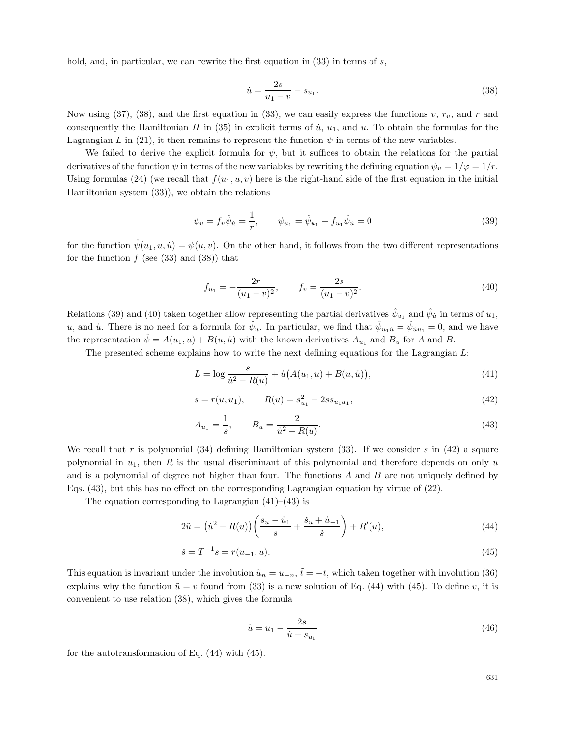hold, and, in particular, we can rewrite the first equation in (33) in terms of $s$,

$$\dot{u} = \frac{2s}{u_1 - v} - s_{u_1}. \tag{38}$$

Now using (37), (38), and the first equation in (33), we can easily express the functions $v$, $r_v$, and $r$ and consequently the Hamiltonian $H$ in (35) in explicit terms of $\dot{u}$, $u_1$, and $u$. To obtain the formulas for the Lagrangian $L$ in (21), it then remains to represent the function $\psi$ in terms of the new variables.

We failed to derive the explicit formula for $\psi$, but it suffices to obtain the relations for the partial derivatives of the function $\psi$ in terms of the new variables by rewriting the defining equation $\psi_v = 1/\varphi = 1/r$. Using formulas (24) (we recall that $f(u_1, u, v)$ here is the right-hand side of the first equation in the initial Hamiltonian system (33)), we obtain the relations

$$\psi_v = f_v \hat{\psi}_{\dot{u}} = \frac{1}{r}, \qquad \psi_{u_1} = \hat{\psi}_{u_1} + f_{u_1} \hat{\psi}_{\dot{u}} = 0 \tag{39}$$

for the function $\hat{\psi}(u_1, u, \dot{u}) = \psi(u, v)$. On the other hand, it follows from the two different representations for the function $f$ (see (33) and (38)) that

$$f_{u_1} = -\frac{2r}{(u_1 - v)^2}, \qquad f_v = \frac{2s}{(u_1 - v)^2}. \tag{40}$$

Relations (39) and (40) taken together allow representing the partial derivatives $\hat{\psi}_{u_1}$ and $\hat{\psi}_{\dot{u}}$ in terms of $u_1$, $u$, and $\dot{u}$. There is no need for a formula for $\hat{\psi}_u$. In particular, we find that $\hat{\psi}_{u_1 \dot{u}} = \hat{\psi}_{\dot{u} u_1} = 0$, and we have the representation $\hat{\psi} = A(u_1, u) + B(u, \dot{u})$ with the known derivatives $A_{u_1}$ and $B_{\dot{u}}$ for $A$ and $B$.

The presented scheme explains how to write the next defining equations for the Lagrangian $L$:

$$L = \log \frac{s}{\dot{u}^2 - R(u)} + \dot{u}\big(A(u_1, u) + B(u, \dot{u})\big), \tag{41}$$

$$s = r(u, u_1), \qquad R(u) = s_{u_1}^2 - 2s s_{u_1 u_1}, \tag{42}$$

$$A_{u_1} = \frac{1}{s}, \qquad B_{\dot{u}} = \frac{2}{\dot{u}^2 - R(u)}. \tag{43}$$

We recall that $r$ is polynomial (34) defining Hamiltonian system (33). If we consider $s$ in (42) a square polynomial in $u_1$, then $R$ is the usual discriminant of this polynomial and therefore depends on only $u$ and is a polynomial of degree not higher than four. The functions $A$ and $B$ are not uniquely defined by Eqs. (43), but this has no effect on the corresponding Lagrangian equation by virtue of (22).

The equation corresponding to Lagrangian (41)–(43) is

$$2\ddot{u} = \big(\dot{u}^2 - R(u)\big)\left(\frac{s_u - \dot{u}_1}{s} + \frac{\check{s}_u + \dot{u}_{-1}}{\check{s}}\right) + R'(u), \tag{44}$$

$$\check{s} = T^{-1} s = r(u_{-1}, u). \tag{45}$$

This equation is invariant under the involution $\tilde{u}_n = u_{-n}$, $\tilde{t} = -t$, which taken together with involution (36) explains why the function $\tilde{u} = v$ found from (33) is a new solution of Eq. (44) with (45). To define $v$, it is convenient to use relation (38), which gives the formula

$$\tilde{u} = u_1 - \frac{2s}{\dot{u} + s_{u_1}} \tag{46}$$

for the autotransformation of Eq. (44) with (45).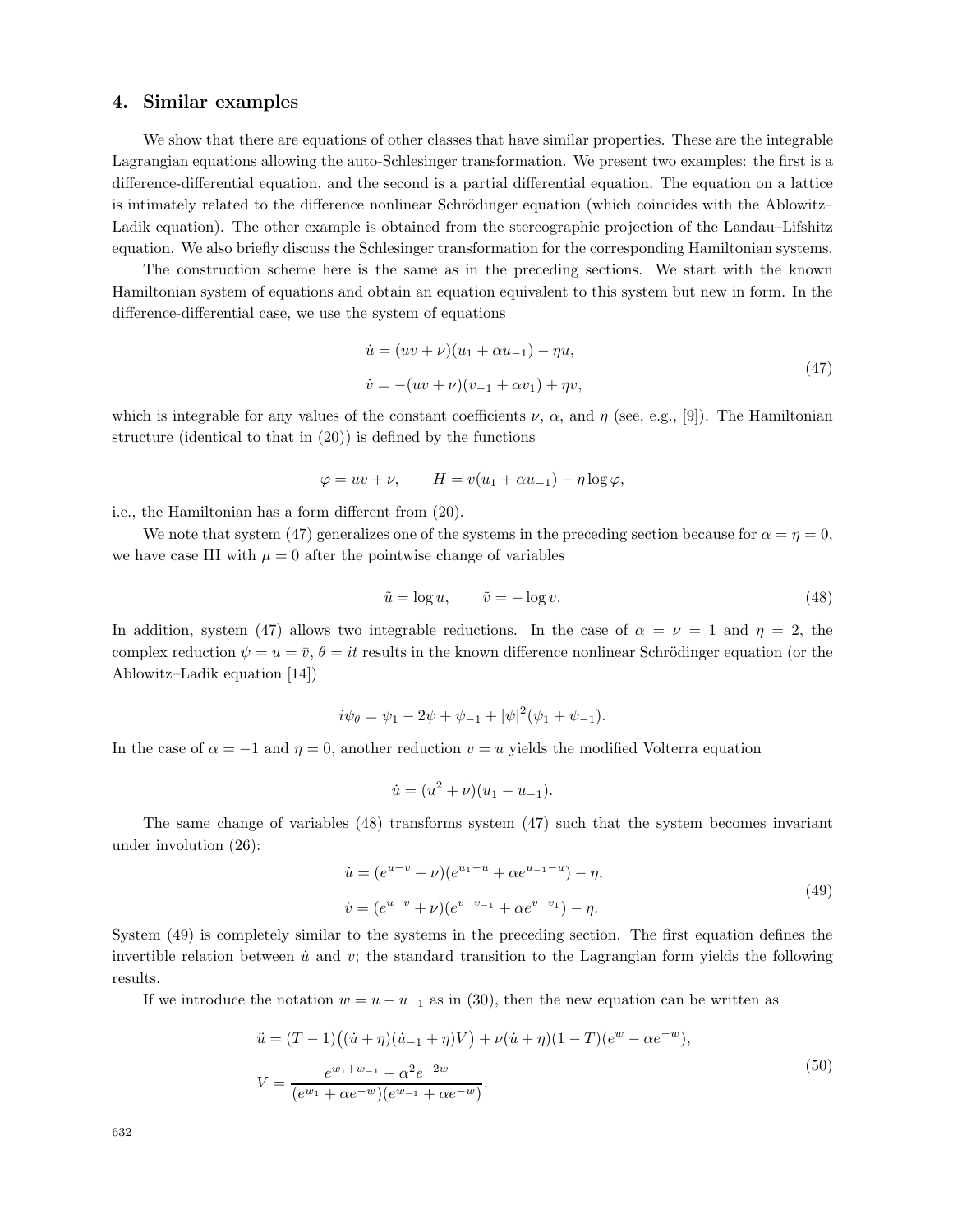## 4. Similar examples

We show that there are equations of other classes that have similar properties. These are the integrable Lagrangian equations allowing the auto-Schlesinger transformation. We present two examples: the first is a difference-differential equation, and the second is a partial differential equation. The equation on a lattice is intimately related to the difference nonlinear Schrödinger equation (which coincides with the Ablowitz–Ladik equation). The other example is obtained from the stereographic projection of the Landau–Lifshitz equation. We also briefly discuss the Schlesinger transformation for the corresponding Hamiltonian systems.

The construction scheme here is the same as in the preceding sections. We start with the known Hamiltonian system of equations and obtain an equation equivalent to this system but new in form. In the difference-differential case, we use the system of equations

$$
\begin{aligned}
\dot u &= (uv+\nu)(u_1+\alpha u_{-1}) - \eta u,\\
\dot v &= -(uv+\nu)(v_{-1}+\alpha v_1) + \eta v,
\end{aligned}
\tag{47}
$$

which is integrable for any values of the constant coefficients $\nu$, $\alpha$, and $\eta$ (see, e.g., [9]). The Hamiltonian structure (identical to that in (20)) is defined by the functions

$$
\varphi = uv+\nu, \qquad H = v(u_1+\alpha u_{-1}) - \eta\log\varphi,
$$

i.e., the Hamiltonian has a form different from (20).

We note that system (47) generalizes one of the systems in the preceding section because for $\alpha=\eta=0$, we have case III with $\mu=0$ after the pointwise change of variables

$$
\tilde u = \log u, \qquad \tilde v = -\log v. \tag{48}
$$

In addition, system (47) allows two integrable reductions. In the case of $\alpha=\nu=1$ and $\eta=2$, the complex reduction $\psi=u=\bar v$, $\theta=it$ results in the known difference nonlinear Schrödinger equation (or the Ablowitz–Ladik equation [14])

$$
i\psi_\theta = \psi_1 - 2\psi + \psi_{-1} + |\psi|^2(\psi_1+\psi_{-1}).
$$

In the case of $\alpha=-1$ and $\eta=0$, another reduction $v=u$ yields the modified Volterra equation

$$
\dot u = (u^2+\nu)(u_1-u_{-1}).
$$

The same change of variables (48) transforms system (47) such that the system becomes invariant under involution (26):

$$
\begin{aligned}
\dot u &= (e^{u-v}+\nu)(e^{u_1-u}+\alpha e^{u_{-1}-u}) - \eta,\\
\dot v &= (e^{u-v}+\nu)(e^{v-v_{-1}}+\alpha e^{v-v_1}) - \eta.
\end{aligned}
\tag{49}
$$

System (49) is completely similar to the systems in the preceding section. The first equation defines the invertible relation between $\dot u$ and $v$; the standard transition to the Lagrangian form yields the following results.

If we introduce the notation $w=u-u_{-1}$ as in (30), then the new equation can be written as

$$
\begin{aligned}
\ddot u &= (T-1)\big((\dot u+\eta)(\dot u_{-1}+\eta)V\big) + \nu(\dot u+\eta)(1-T)(e^{w}-\alpha e^{-w}),\\
V &= \frac{e^{w_1+w_{-1}} - \alpha^2 e^{-2w}}{(e^{w_1}+\alpha e^{-w})(e^{w_{-1}}+\alpha e^{-w})}.
\end{aligned}
\tag{50}
$$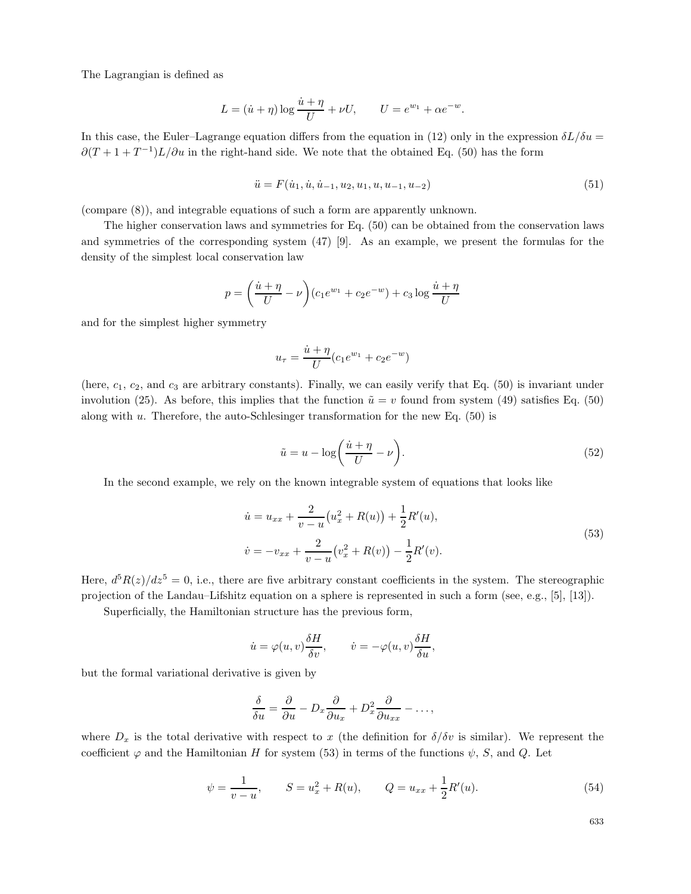The Lagrangian is defined as

$$L = (\dot{u} + \eta) \log \frac{\dot{u} + \eta}{U} + \nu U, \qquad U = e^{w_1} + \alpha e^{-w}.$$

In this case, the Euler–Lagrange equation differs from the equation in (12) only in the expression $\delta L/\delta u = \partial(T + 1 + T^{-1})L/\partial u$ in the right-hand side. We note that the obtained Eq. (50) has the form

$$\ddot{u} = F(\dot{u}_1, \dot{u}, \dot{u}_{-1}, u_2, u_1, u, u_{-1}, u_{-2}) \tag{51}$$

(compare (8)), and integrable equations of such a form are apparently unknown.

The higher conservation laws and symmetries for Eq. (50) can be obtained from the conservation laws and symmetries of the corresponding system (47) [9]. As an example, we present the formulas for the density of the simplest local conservation law

$$p = \left( \frac{\dot{u} + \eta}{U} - \nu \right)(c_1 e^{w_1} + c_2 e^{-w}) + c_3 \log \frac{\dot{u} + \eta}{U}$$

and for the simplest higher symmetry

$$u_\tau = \frac{\dot{u} + \eta}{U}(c_1 e^{w_1} + c_2 e^{-w})$$

(here, $c_1$, $c_2$, and $c_3$ are arbitrary constants). Finally, we can easily verify that Eq. (50) is invariant under involution (25). As before, this implies that the function $\tilde{u} = v$ found from system (49) satisfies Eq. (50) along with $u$. Therefore, the auto-Schlesinger transformation for the new Eq. (50) is

$$\tilde{u} = u - \log\left( \frac{\dot{u} + \eta}{U} - \nu \right). \tag{52}$$

In the second example, we rely on the known integrable system of equations that looks like

$$\begin{aligned} \dot{u} &= u_{xx} + \frac{2}{v - u}\big(u_x^2 + R(u)\big) + \frac{1}{2}R'(u), \\ \dot{v} &= -v_{xx} + \frac{2}{v - u}\big(v_x^2 + R(v)\big) - \frac{1}{2}R'(v). \end{aligned} \tag{53}$$

Here, $d^5R(z)/dz^5 = 0$, i.e., there are five arbitrary constant coefficients in the system. The stereographic projection of the Landau–Lifshitz equation on a sphere is represented in such a form (see, e.g., [5], [13]).

Superficially, the Hamiltonian structure has the previous form,

$$\dot{u} = \varphi(u, v)\frac{\delta H}{\delta v}, \qquad \dot{v} = -\varphi(u, v)\frac{\delta H}{\delta u},$$

but the formal variational derivative is given by

$$\frac{\delta}{\delta u} = \frac{\partial}{\partial u} - D_x \frac{\partial}{\partial u_x} + D_x^2 \frac{\partial}{\partial u_{xx}} - \dots,$$

where $D_x$ is the total derivative with respect to $x$ (the definition for $\delta/\delta v$ is similar). We represent the coefficient $\varphi$ and the Hamiltonian $H$ for system (53) in terms of the functions $\psi$, $S$, and $Q$. Let

$$\psi = \frac{1}{v - u}, \qquad S = u_x^2 + R(u), \qquad Q = u_{xx} + \frac{1}{2}R'(u). \tag{54}$$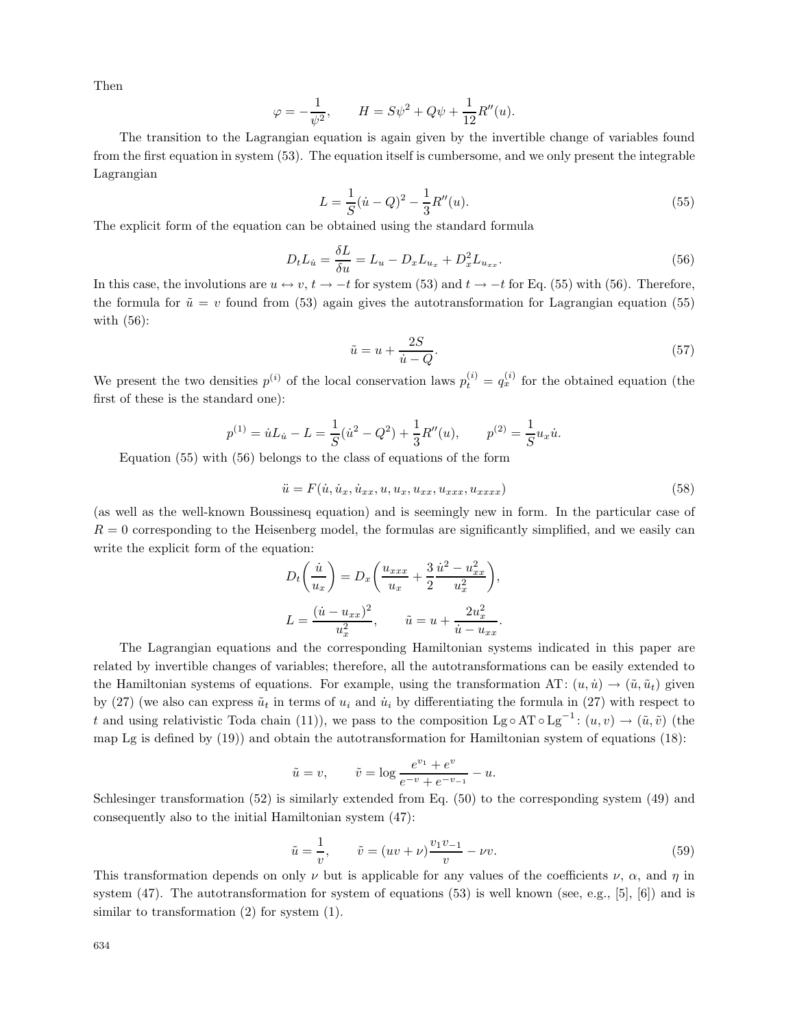Then

$$\varphi = -\frac{1}{\psi^2}, \qquad H = S\psi^2 + Q\psi + \frac{1}{12}R''(u).$$

The transition to the Lagrangian equation is again given by the invertible change of variables found from the first equation in system (53). The equation itself is cumbersome, and we only present the integrable Lagrangian

$$L = \frac{1}{S}(\dot{u} - Q)^2 - \frac{1}{3}R''(u). \tag{55}$$

The explicit form of the equation can be obtained using the standard formula

$$D_t L_{\dot{u}} = \frac{\delta L}{\delta u} = L_u - D_x L_{u_x} + D_x^2 L_{u_{xx}}. \tag{56}$$

In this case, the involutions are $u \leftrightarrow v$, $t \to -t$ for system (53) and $t \to -t$ for Eq. (55) with (56). Therefore, the formula for $\tilde{u} = v$ found from (53) again gives the autotransformation for Lagrangian equation (55) with (56):

$$\tilde{u} = u + \frac{2S}{\dot{u} - Q}. \tag{57}$$

We present the two densities $p^{(i)}$ of the local conservation laws $p_t^{(i)} = q_x^{(i)}$ for the obtained equation (the first of these is the standard one):

$$p^{(1)} = \dot{u}L_{\dot{u}} - L = \frac{1}{S}(\dot{u}^2 - Q^2) + \frac{1}{3}R''(u), \qquad p^{(2)} = \frac{1}{S}u_x\dot{u}.$$

Equation (55) with (56) belongs to the class of equations of the form

$$\ddot{u} = F(\dot{u}, \dot{u}_x, \dot{u}_{xx}, u, u_x, u_{xx}, u_{xxx}, u_{xxxx}) \tag{58}$$

(as well as the well-known Boussinesq equation) and is seemingly new in form. In the particular case of $R = 0$ corresponding to the Heisenberg model, the formulas are significantly simplified, and we easily can write the explicit form of the equation:

$$D_t\left(\frac{\dot{u}}{u_x}\right) = D_x\left(\frac{u_{xxx}}{u_x} + \frac{3}{2}\frac{\dot{u}^2 - u_{xx}^2}{u_x^2}\right),$$

$$L = \frac{(\dot{u} - u_{xx})^2}{u_x^2}, \qquad \tilde{u} = u + \frac{2u_x^2}{\dot{u} - u_{xx}}.$$

The Lagrangian equations and the corresponding Hamiltonian systems indicated in this paper are related by invertible changes of variables; therefore, all the autotransformations can be easily extended to the Hamiltonian systems of equations. For example, using the transformation AT: $(u, \dot{u}) \to (\tilde{u}, \tilde{u}_t)$ given by (27) (we also can express $\tilde{u}_t$ in terms of $u_i$ and $\dot{u}_i$ by differentiating the formula in (27) with respect to $t$ and using relativistic Toda chain (11)), we pass to the composition $\mathrm{Lg} \circ \mathrm{AT} \circ \mathrm{Lg}^{-1}$: $(u, v) \to (\tilde{u}, \tilde{v})$ (the map Lg is defined by (19)) and obtain the autotransformation for Hamiltonian system of equations (18):

$$\tilde{u} = v, \qquad \tilde{v} = \log\frac{e^{v_1} + e^{v}}{e^{-v} + e^{-v_{-1}}} - u.$$

Schlesinger transformation (52) is similarly extended from Eq. (50) to the corresponding system (49) and consequently also to the initial Hamiltonian system (47):

$$\tilde{u} = \frac{1}{v}, \qquad \tilde{v} = (uv + \nu)\frac{v_1 v_{-1}}{v} - \nu v. \tag{59}$$

This transformation depends on only $\nu$ but is applicable for any values of the coefficients $\nu$, $\alpha$, and $\eta$ in system (47). The autotransformation for system of equations (53) is well known (see, e.g., [5], [6]) and is similar to transformation (2) for system (1).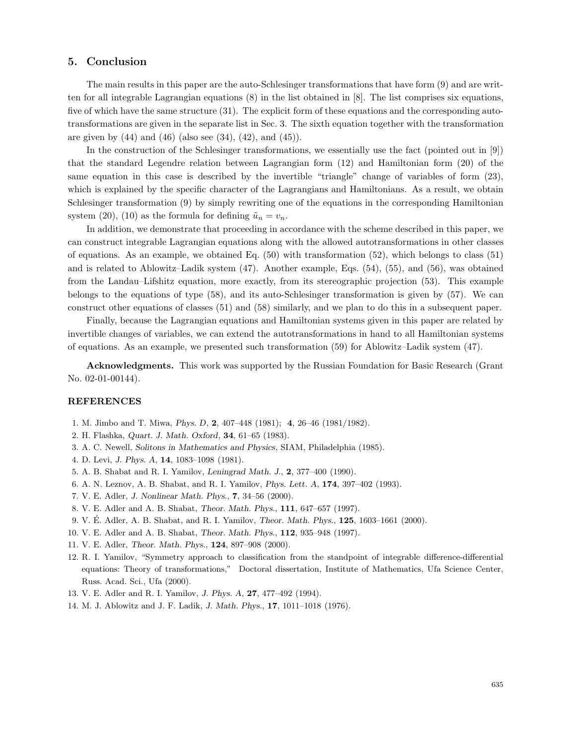## 5. Conclusion

The main results in this paper are the auto-Schlesinger transformations that have form (9) and are written for all integrable Lagrangian equations (8) in the list obtained in [8]. The list comprises six equations, five of which have the same structure (31). The explicit form of these equations and the corresponding auto-transformations are given in the separate list in Sec. 3. The sixth equation together with the transformation are given by (44) and (46) (also see (34), (42), and (45)).

In the construction of the Schlesinger transformations, we essentially use the fact (pointed out in [9]) that the standard Legendre relation between Lagrangian form (12) and Hamiltonian form (20) of the same equation in this case is described by the invertible "triangle" change of variables of form (23), which is explained by the specific character of the Lagrangians and Hamiltonians. As a result, we obtain Schlesinger transformation (9) by simply rewriting one of the equations in the corresponding Hamiltonian system (20), (10) as the formula for defining $\tilde{u}_n = v_n$.

In addition, we demonstrate that proceeding in accordance with the scheme described in this paper, we can construct integrable Lagrangian equations along with the allowed autotransformations in other classes of equations. As an example, we obtained Eq. (50) with transformation (52), which belongs to class (51) and is related to Ablowitz–Ladik system (47). Another example, Eqs. (54), (55), and (56), was obtained from the Landau–Lifshitz equation, more exactly, from its stereographic projection (53). This example belongs to the equations of type (58), and its auto-Schlesinger transformation is given by (57). We can construct other equations of classes (51) and (58) similarly, and we plan to do this in a subsequent paper.

Finally, because the Lagrangian equations and Hamiltonian systems given in this paper are related by invertible changes of variables, we can extend the autotransformations in hand to all Hamiltonian systems of equations. As an example, we presented such transformation (59) for Ablowitz–Ladik system (47).

**Acknowledgments.** This work was supported by the Russian Foundation for Basic Research (Grant No. 02-01-00144).

### REFERENCES

1. M. Jimbo and T. Miwa, *Phys. D*, **2**, 407–448 (1981); **4**, 26–46 (1981/1982).
2. H. Flashka, *Quart. J. Math. Oxford*, **34**, 61–65 (1983).
3. A. C. Newell, *Solitons in Mathematics and Physics*, SIAM, Philadelphia (1985).
4. D. Levi, *J. Phys. A*, **14**, 1083–1098 (1981).
5. A. B. Shabat and R. I. Yamilov, *Leningrad Math. J.*, **2**, 377–400 (1990).
6. A. N. Leznov, A. B. Shabat, and R. I. Yamilov, *Phys. Lett. A*, **174**, 397–402 (1993).
7. V. E. Adler, *J. Nonlinear Math. Phys.*, **7**, 34–56 (2000).
8. V. E. Adler and A. B. Shabat, *Theor. Math. Phys.*, **111**, 647–657 (1997).
9. V. É. Adler, A. B. Shabat, and R. I. Yamilov, *Theor. Math. Phys.*, **125**, 1603–1661 (2000).
10. V. E. Adler and A. B. Shabat, *Theor. Math. Phys.*, **112**, 935–948 (1997).
11. V. E. Adler, *Theor. Math. Phys.*, **124**, 897–908 (2000).
12. R. I. Yamilov, "Symmetry approach to classification from the standpoint of integrable difference-differential equations: Theory of transformations," Doctoral dissertation, Institute of Mathematics, Ufa Science Center, Russ. Acad. Sci., Ufa (2000).
13. V. E. Adler and R. I. Yamilov, *J. Phys. A*, **27**, 477–492 (1994).
14. M. J. Ablowitz and J. F. Ladik, *J. Math. Phys.*, **17**, 1011–1018 (1976).